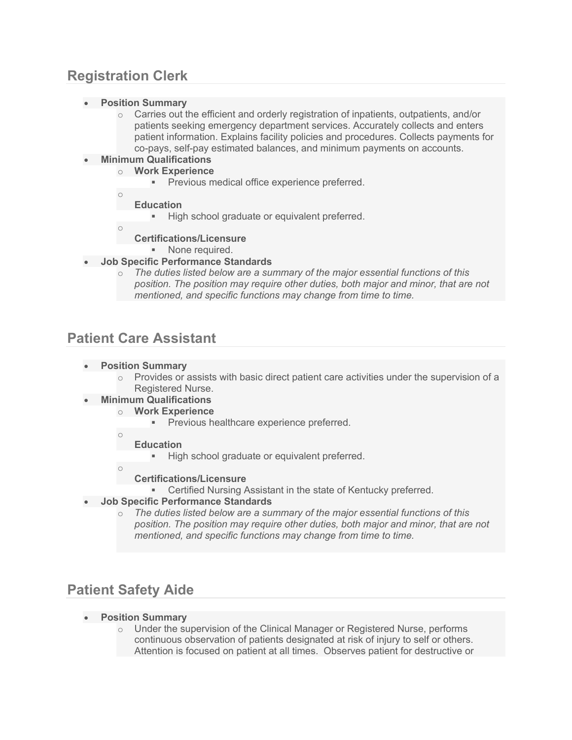## Registration Clerk

- **Position Summary**
  - Carries out the efficient and orderly registration of inpatients, outpatients, and/or patients seeking emergency department services. Accurately collects and enters patient information. Explains facility policies and procedures. Collects payments for co-pays, self-pay estimated balances, and minimum payments on accounts.
- **Minimum Qualifications**
  - **Work Experience**
    - Previous medical office experience preferred.
  - **Education**
    - High school graduate or equivalent preferred.
  - **Certifications/Licensure**
    - None required.
- **Job Specific Performance Standards**
  - *The duties listed below are a summary of the major essential functions of this position. The position may require other duties, both major and minor, that are not mentioned, and specific functions may change from time to time.*

## Patient Care Assistant

- **Position Summary**
  - Provides or assists with basic direct patient care activities under the supervision of a Registered Nurse.
- **Minimum Qualifications**
  - **Work Experience**
    - Previous healthcare experience preferred.
  - **Education**
    - High school graduate or equivalent preferred.
  - **Certifications/Licensure**
    - Certified Nursing Assistant in the state of Kentucky preferred.
- **Job Specific Performance Standards**
  - *The duties listed below are a summary of the major essential functions of this position. The position may require other duties, both major and minor, that are not mentioned, and specific functions may change from time to time.*

## Patient Safety Aide

- **Position Summary**
  - Under the supervision of the Clinical Manager or Registered Nurse, performs continuous observation of patients designated at risk of injury to self or others. Attention is focused on patient at all times. Observes patient for destructive or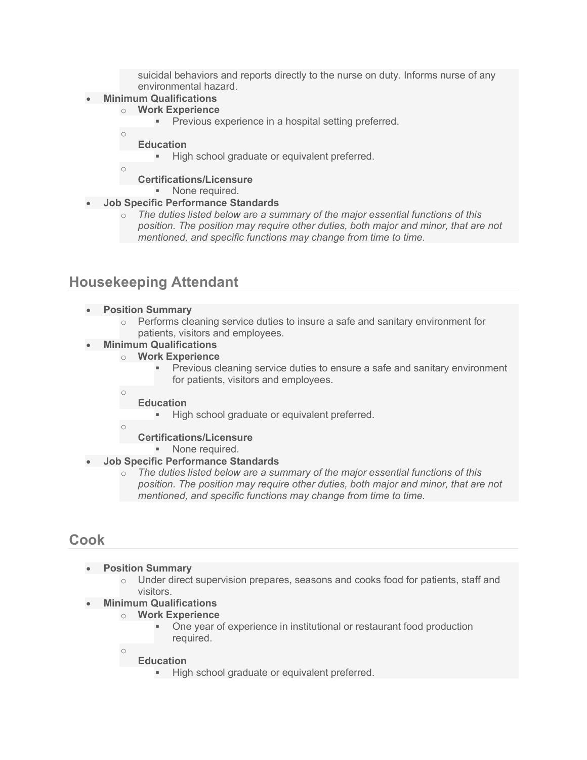suicidal behaviors and reports directly to the nurse on duty. Informs nurse of any environmental hazard.

- **Minimum Qualifications**
  - **Work Experience**
    - Previous experience in a hospital setting preferred.
  - **Education**
    - High school graduate or equivalent preferred.
  - **Certifications/Licensure**
    - None required.
- **Job Specific Performance Standards**
  - *The duties listed below are a summary of the major essential functions of this position. The position may require other duties, both major and minor, that are not mentioned, and specific functions may change from time to time.*

## Housekeeping Attendant

- **Position Summary**
  - Performs cleaning service duties to insure a safe and sanitary environment for patients, visitors and employees.
- **Minimum Qualifications**
  - **Work Experience**
    - Previous cleaning service duties to ensure a safe and sanitary environment for patients, visitors and employees.
  - **Education**
    - High school graduate or equivalent preferred.
  - **Certifications/Licensure**
    - None required.
- **Job Specific Performance Standards**
  - *The duties listed below are a summary of the major essential functions of this position. The position may require other duties, both major and minor, that are not mentioned, and specific functions may change from time to time.*

## Cook

- **Position Summary**
  - Under direct supervision prepares, seasons and cooks food for patients, staff and visitors.
- **Minimum Qualifications**
  - **Work Experience**
    - One year of experience in institutional or restaurant food production required.
  - **Education**
    - High school graduate or equivalent preferred.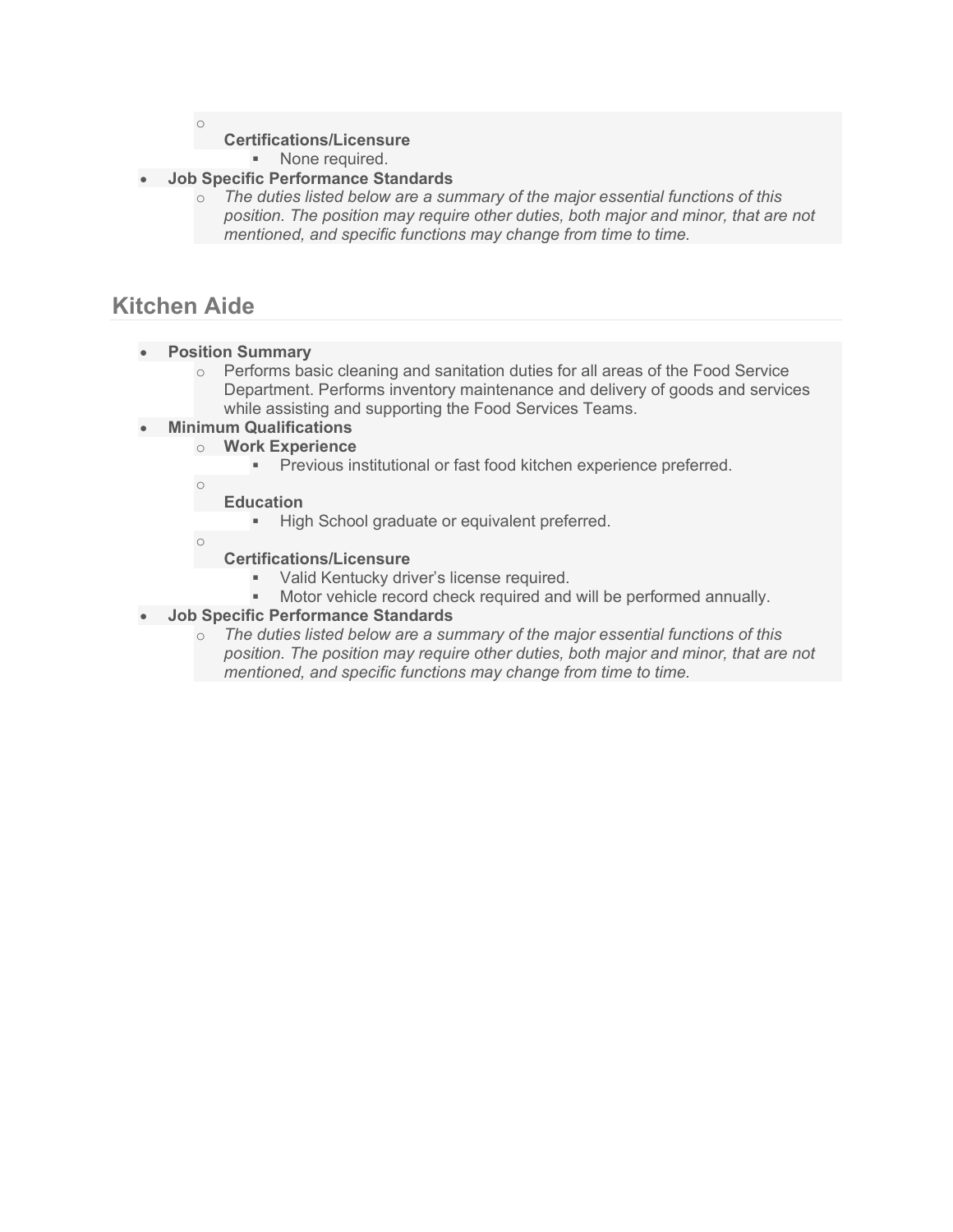- **Certifications/Licensure**
    - None required.
- **Job Specific Performance Standards**
    - *The duties listed below are a summary of the major essential functions of this position. The position may require other duties, both major and minor, that are not mentioned, and specific functions may change from time to time.*

## Kitchen Aide

- **Position Summary**
    - Performs basic cleaning and sanitation duties for all areas of the Food Service Department. Performs inventory maintenance and delivery of goods and services while assisting and supporting the Food Services Teams.
- **Minimum Qualifications**
    - **Work Experience**
        - Previous institutional or fast food kitchen experience preferred.
    - **Education**
        - High School graduate or equivalent preferred.
    - **Certifications/Licensure**
        - Valid Kentucky driver's license required.
        - Motor vehicle record check required and will be performed annually.
- **Job Specific Performance Standards**
    - *The duties listed below are a summary of the major essential functions of this position. The position may require other duties, both major and minor, that are not mentioned, and specific functions may change from time to time.*